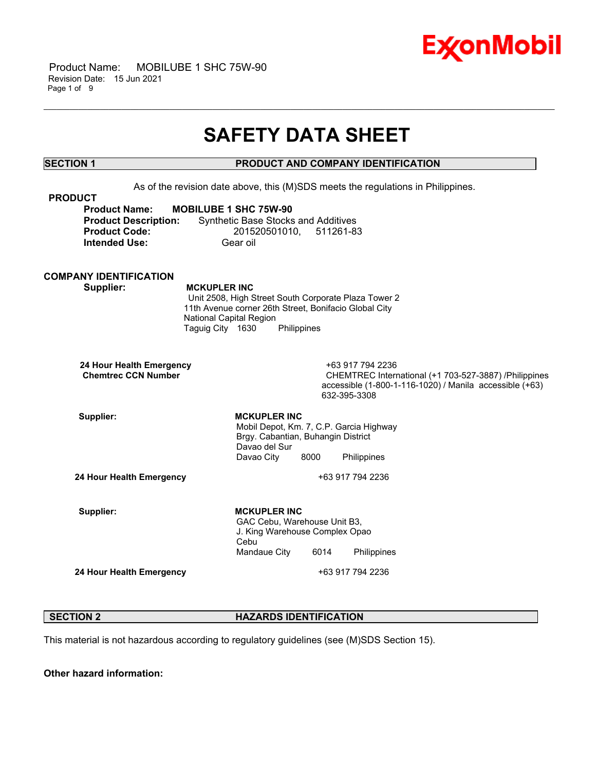# SAFETY DATA SHEET

## SECTION 1 PRODUCT AND COMPANY IDENTIFICATION

As of the revision date above, this (M)SDS meets the regulations in Philippines.

### PRODUCT

**Product Name:** **MOBILUBE 1 SHC 75W-90**
**Product Description:** Synthetic Base Stocks and Additives
**Product Code:** 201520501010, 511261-83
**Intended Use:** Gear oil

### COMPANY IDENTIFICATION

**Supplier:** **MCKUPLER INC**
Unit 2508, High Street South Corporate Plaza Tower 2
11th Avenue corner 26th Street, Bonifacio Global City
National Capital Region
Taguig City 1630 Philippines

**24 Hour Health Emergency** +63 917 794 2236
**Chemtrec CCN Number** CHEMTREC International (+1 703-527-3887) /Philippines accessible (1-800-1-116-1020) / Manila accessible (+63) 632-395-3308

**Supplier:** **MCKUPLER INC**
Mobil Depot, Km. 7, C.P. Garcia Highway
Brgy. Cabantian, Buhangin District
Davao del Sur
Davao City 8000 Philippines

**24 Hour Health Emergency** +63 917 794 2236

**Supplier:** **MCKUPLER INC**
GAC Cebu, Warehouse Unit B3,
J. King Warehouse Complex Opao
Cebu
Mandaue City 6014 Philippines

**24 Hour Health Emergency** +63 917 794 2236

## SECTION 2 HAZARDS IDENTIFICATION

This material is not hazardous according to regulatory guidelines (see (M)SDS Section 15).

**Other hazard information:**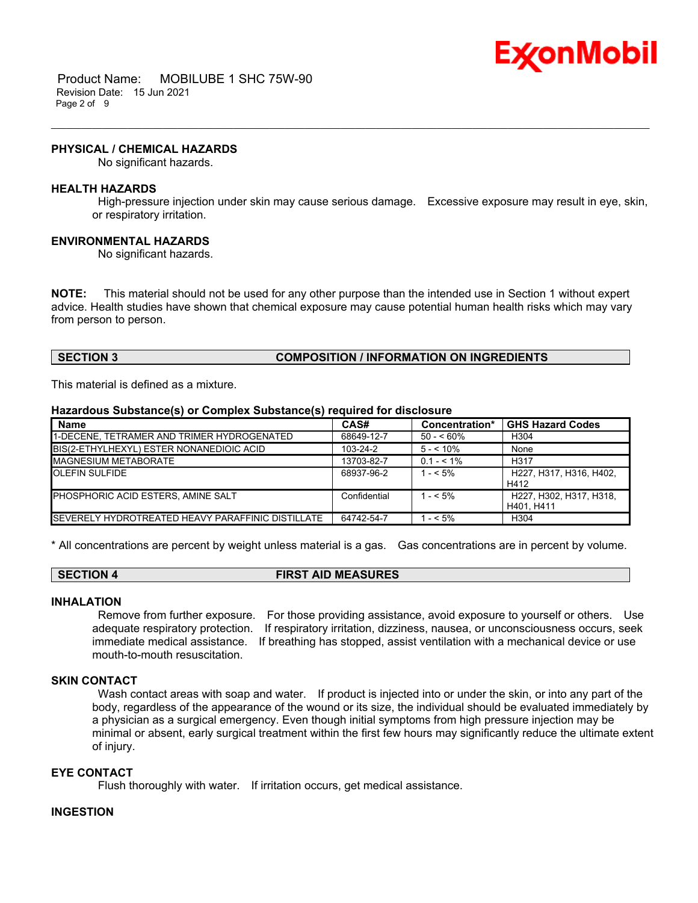### PHYSICAL / CHEMICAL HAZARDS

No significant hazards.

### HEALTH HAZARDS

High-pressure injection under skin may cause serious damage. Excessive exposure may result in eye, skin, or respiratory irritation.

### ENVIRONMENTAL HAZARDS

No significant hazards.

**NOTE:** This material should not be used for any other purpose than the intended use in Section 1 without expert advice. Health studies have shown that chemical exposure may cause potential human health risks which may vary from person to person.

## SECTION 3 COMPOSITION / INFORMATION ON INGREDIENTS

This material is defined as a mixture.

### Hazardous Substance(s) or Complex Substance(s) required for disclosure

| Name | CAS# | Concentration* | GHS Hazard Codes |
|---|---|---|---|
| 1-DECENE, TETRAMER AND TRIMER HYDROGENATED | 68649-12-7 | 50 - < 60% | H304 |
| BIS(2-ETHYLHEXYL) ESTER NONANEDIOIC ACID | 103-24-2 | 5 - < 10% | None |
| MAGNESIUM METABORATE | 13703-82-7 | 0.1 - < 1% | H317 |
| OLEFIN SULFIDE | 68937-96-2 | 1 - < 5% | H227, H317, H316, H402, H412 |
| PHOSPHORIC ACID ESTERS, AMINE SALT | Confidential | 1 - < 5% | H227, H302, H317, H318, H401, H411 |
| SEVERELY HYDROTREATED HEAVY PARAFFINIC DISTILLATE | 64742-54-7 | 1 - < 5% | H304 |

* All concentrations are percent by weight unless material is a gas. Gas concentrations are in percent by volume.

## SECTION 4 FIRST AID MEASURES

### INHALATION

Remove from further exposure. For those providing assistance, avoid exposure to yourself or others. Use adequate respiratory protection. If respiratory irritation, dizziness, nausea, or unconsciousness occurs, seek immediate medical assistance. If breathing has stopped, assist ventilation with a mechanical device or use mouth-to-mouth resuscitation.

### SKIN CONTACT

Wash contact areas with soap and water. If product is injected into or under the skin, or into any part of the body, regardless of the appearance of the wound or its size, the individual should be evaluated immediately by a physician as a surgical emergency. Even though initial symptoms from high pressure injection may be minimal or absent, early surgical treatment within the first few hours may significantly reduce the ultimate extent of injury.

### EYE CONTACT

Flush thoroughly with water. If irritation occurs, get medical assistance.

### INGESTION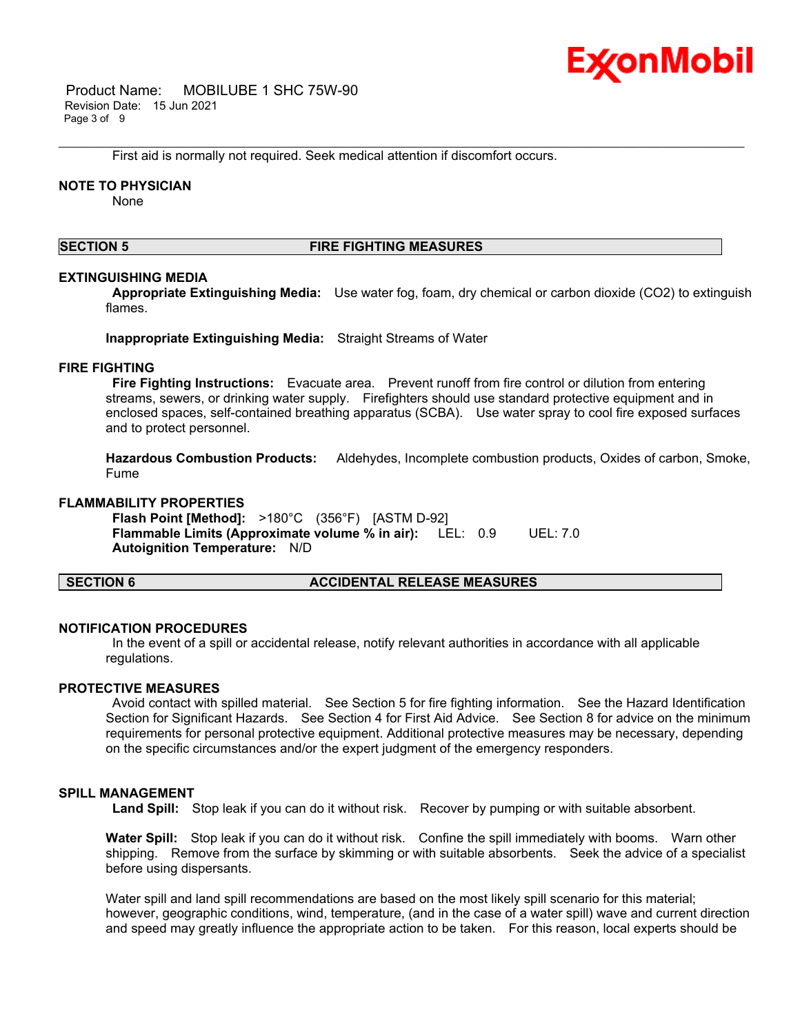First aid is normally not required. Seek medical attention if discomfort occurs.

**NOTE TO PHYSICIAN**

None

## SECTION 5 FIRE FIGHTING MEASURES

**EXTINGUISHING MEDIA**

**Appropriate Extinguishing Media:** Use water fog, foam, dry chemical or carbon dioxide ($CO_2$) to extinguish flames.

**Inappropriate Extinguishing Media:** Straight Streams of Water

**FIRE FIGHTING**

**Fire Fighting Instructions:** Evacuate area. Prevent runoff from fire control or dilution from entering streams, sewers, or drinking water supply. Firefighters should use standard protective equipment and in enclosed spaces, self-contained breathing apparatus (SCBA). Use water spray to cool fire exposed surfaces and to protect personnel.

**Hazardous Combustion Products:** Aldehydes, Incomplete combustion products, Oxides of carbon, Smoke, Fume

**FLAMMABILITY PROPERTIES**

**Flash Point [Method]:** >180°C (356°F) [ASTM D-92]
**Flammable Limits (Approximate volume % in air):** LEL: 0.9 UEL: 7.0
**Autoignition Temperature:** N/D

## SECTION 6 ACCIDENTAL RELEASE MEASURES

**NOTIFICATION PROCEDURES**

In the event of a spill or accidental release, notify relevant authorities in accordance with all applicable regulations.

**PROTECTIVE MEASURES**

Avoid contact with spilled material. See Section 5 for fire fighting information. See the Hazard Identification Section for Significant Hazards. See Section 4 for First Aid Advice. See Section 8 for advice on the minimum requirements for personal protective equipment. Additional protective measures may be necessary, depending on the specific circumstances and/or the expert judgment of the emergency responders.

**SPILL MANAGEMENT**

**Land Spill:** Stop leak if you can do it without risk. Recover by pumping or with suitable absorbent.

**Water Spill:** Stop leak if you can do it without risk. Confine the spill immediately with booms. Warn other shipping. Remove from the surface by skimming or with suitable absorbents. Seek the advice of a specialist before using dispersants.

Water spill and land spill recommendations are based on the most likely spill scenario for this material; however, geographic conditions, wind, temperature, (and in the case of a water spill) wave and current direction and speed may greatly influence the appropriate action to be taken. For this reason, local experts should be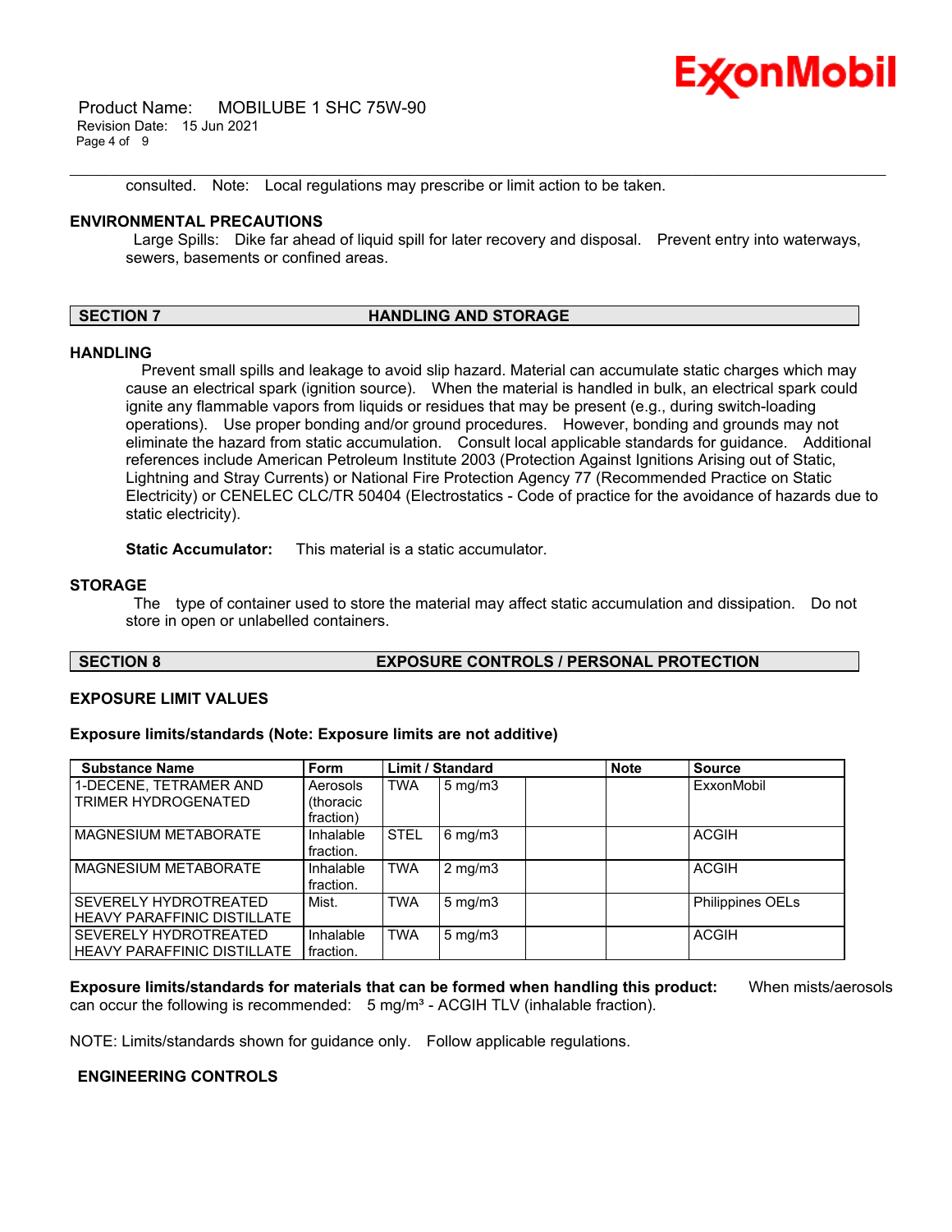consulted. Note: Local regulations may prescribe or limit action to be taken.

**ENVIRONMENTAL PRECAUTIONS**

Large Spills: Dike far ahead of liquid spill for later recovery and disposal. Prevent entry into waterways, sewers, basements or confined areas.

## SECTION 7 HANDLING AND STORAGE

**HANDLING**

Prevent small spills and leakage to avoid slip hazard. Material can accumulate static charges which may cause an electrical spark (ignition source). When the material is handled in bulk, an electrical spark could ignite any flammable vapors from liquids or residues that may be present (e.g., during switch-loading operations). Use proper bonding and/or ground procedures. However, bonding and grounds may not eliminate the hazard from static accumulation. Consult local applicable standards for guidance. Additional references include American Petroleum Institute 2003 (Protection Against Ignitions Arising out of Static, Lightning and Stray Currents) or National Fire Protection Agency 77 (Recommended Practice on Static Electricity) or CENELEC CLC/TR 50404 (Electrostatics - Code of practice for the avoidance of hazards due to static electricity).

**Static Accumulator:** This material is a static accumulator.

**STORAGE**

The type of container used to store the material may affect static accumulation and dissipation. Do not store in open or unlabelled containers.

## SECTION 8 EXPOSURE CONTROLS / PERSONAL PROTECTION

**EXPOSURE LIMIT VALUES**

**Exposure limits/standards (Note: Exposure limits are not additive)**

| Substance Name | Form | Limit / Standard | | | Note | Source |
|---|---|---|---|---|---|---|
| 1-DECENE, TETRAMER AND TRIMER HYDROGENATED | Aerosols (thoracic fraction) | TWA | 5 mg/m3 | | | ExxonMobil |
| MAGNESIUM METABORATE | Inhalable fraction. | STEL | 6 mg/m3 | | | ACGIH |
| MAGNESIUM METABORATE | Inhalable fraction. | TWA | 2 mg/m3 | | | ACGIH |
| SEVERELY HYDROTREATED HEAVY PARAFFINIC DISTILLATE | Mist. | TWA | 5 mg/m3 | | | Philippines OELs |
| SEVERELY HYDROTREATED HEAVY PARAFFINIC DISTILLATE | Inhalable fraction. | TWA | 5 mg/m3 | | | ACGIH |

**Exposure limits/standards for materials that can be formed when handling this product:** When mists/aerosols can occur the following is recommended: 5 mg/m³ - ACGIH TLV (inhalable fraction).

NOTE: Limits/standards shown for guidance only. Follow applicable regulations.

**ENGINEERING CONTROLS**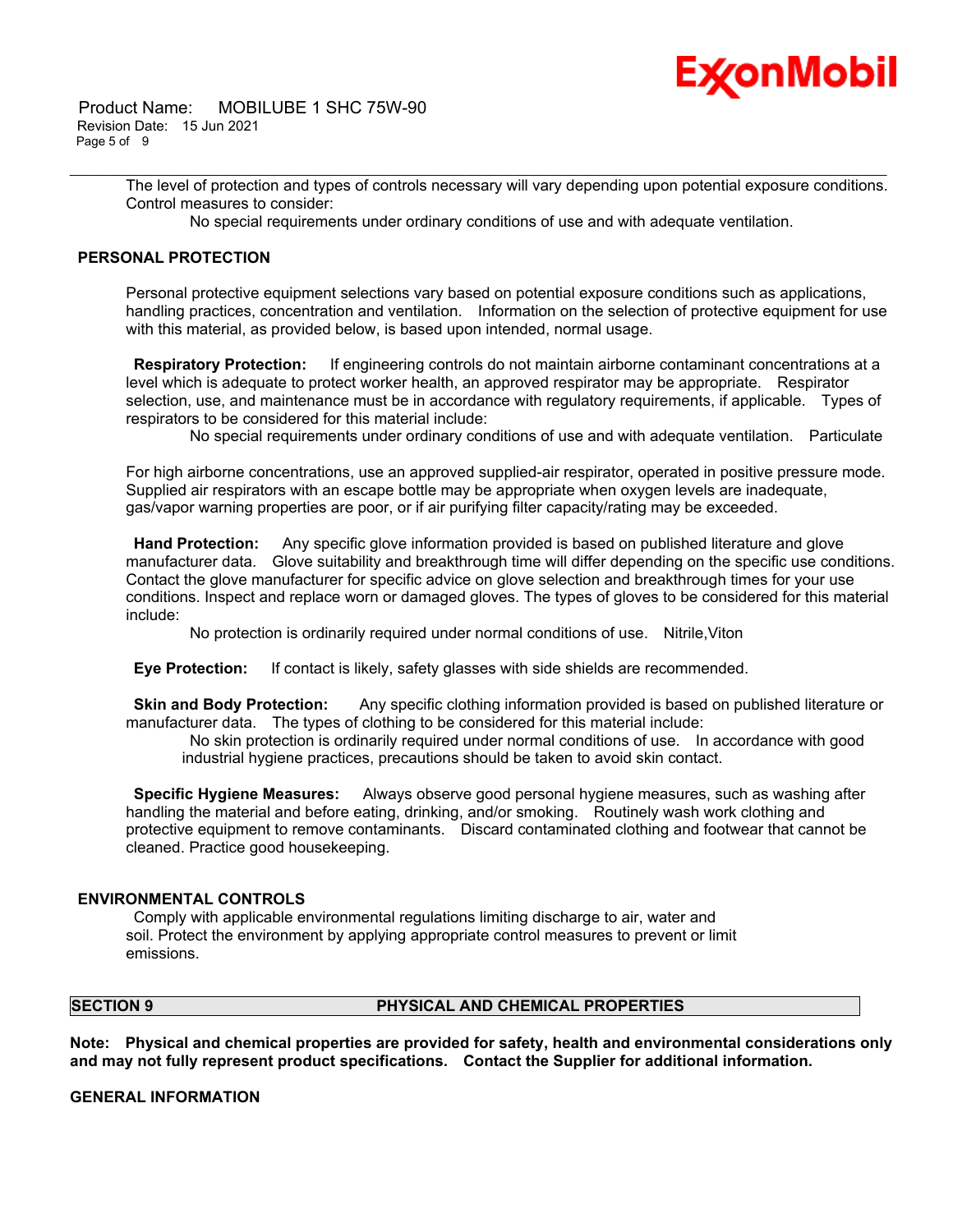The level of protection and types of controls necessary will vary depending upon potential exposure conditions. Control measures to consider:

No special requirements under ordinary conditions of use and with adequate ventilation.

## PERSONAL PROTECTION

Personal protective equipment selections vary based on potential exposure conditions such as applications, handling practices, concentration and ventilation. Information on the selection of protective equipment for use with this material, as provided below, is based upon intended, normal usage.

**Respiratory Protection:** If engineering controls do not maintain airborne contaminant concentrations at a level which is adequate to protect worker health, an approved respirator may be appropriate. Respirator selection, use, and maintenance must be in accordance with regulatory requirements, if applicable. Types of respirators to be considered for this material include:

No special requirements under ordinary conditions of use and with adequate ventilation. Particulate

For high airborne concentrations, use an approved supplied-air respirator, operated in positive pressure mode. Supplied air respirators with an escape bottle may be appropriate when oxygen levels are inadequate, gas/vapor warning properties are poor, or if air purifying filter capacity/rating may be exceeded.

**Hand Protection:** Any specific glove information provided is based on published literature and glove manufacturer data. Glove suitability and breakthrough time will differ depending on the specific use conditions. Contact the glove manufacturer for specific advice on glove selection and breakthrough times for your use conditions. Inspect and replace worn or damaged gloves. The types of gloves to be considered for this material include:

No protection is ordinarily required under normal conditions of use. Nitrile,Viton

**Eye Protection:** If contact is likely, safety glasses with side shields are recommended.

**Skin and Body Protection:** Any specific clothing information provided is based on published literature or manufacturer data. The types of clothing to be considered for this material include:

No skin protection is ordinarily required under normal conditions of use. In accordance with good industrial hygiene practices, precautions should be taken to avoid skin contact.

**Specific Hygiene Measures:** Always observe good personal hygiene measures, such as washing after handling the material and before eating, drinking, and/or smoking. Routinely wash work clothing and protective equipment to remove contaminants. Discard contaminated clothing and footwear that cannot be cleaned. Practice good housekeeping.

## ENVIRONMENTAL CONTROLS

Comply with applicable environmental regulations limiting discharge to air, water and soil. Protect the environment by applying appropriate control measures to prevent or limit emissions.

## SECTION 9 PHYSICAL AND CHEMICAL PROPERTIES

**Note: Physical and chemical properties are provided for safety, health and environmental considerations only and may not fully represent product specifications. Contact the Supplier for additional information.**

## GENERAL INFORMATION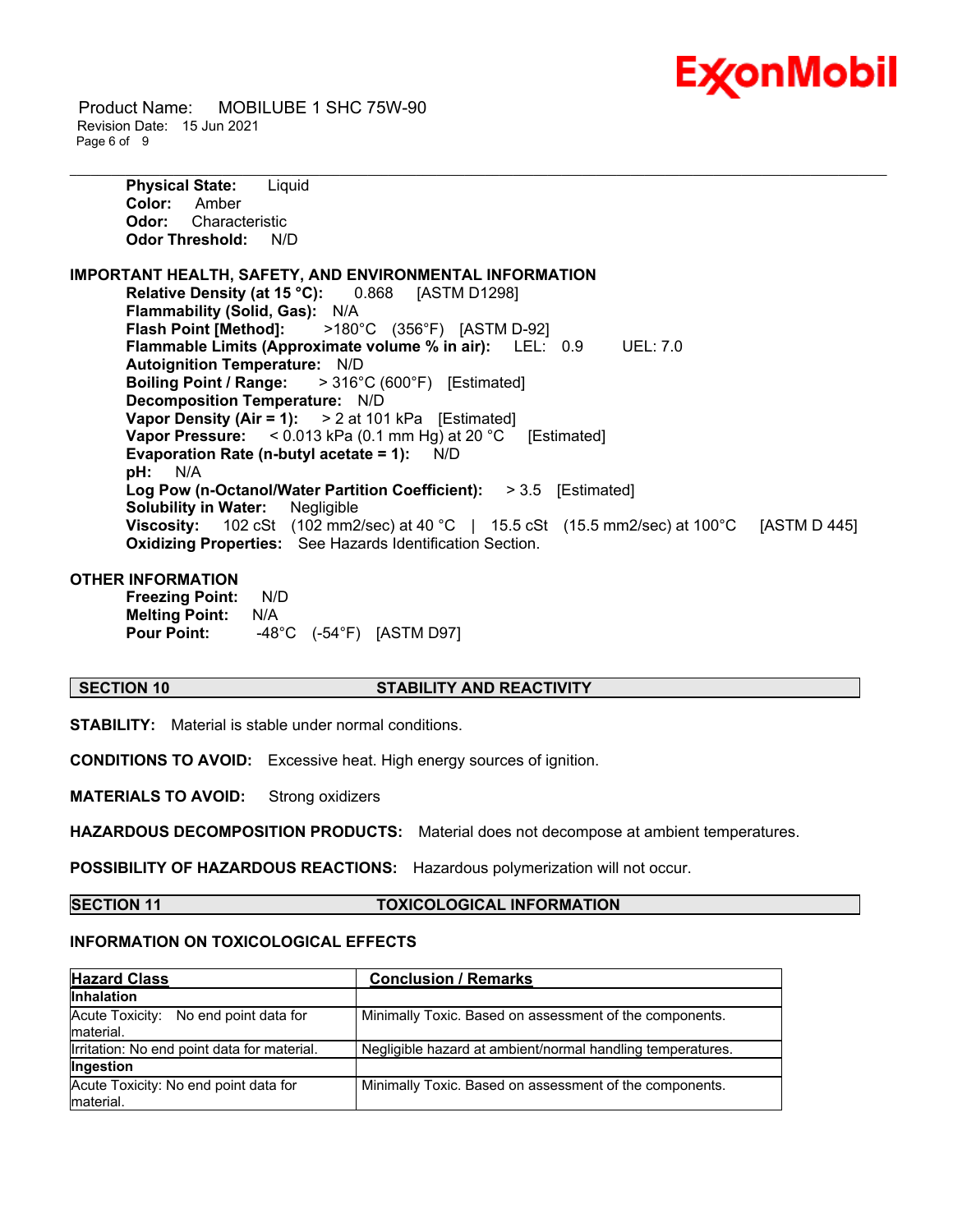**Physical State:** Liquid
**Color:** Amber
**Odor:** Characteristic
**Odor Threshold:** N/D

**IMPORTANT HEALTH, SAFETY, AND ENVIRONMENTAL INFORMATION**

**Relative Density (at 15 °C):** 0.868 [ASTM D1298]
**Flammability (Solid, Gas):** N/A
**Flash Point [Method]:** >180°C (356°F) [ASTM D-92]
**Flammable Limits (Approximate volume % in air):** LEL: 0.9 UEL: 7.0
**Autoignition Temperature:** N/D
**Boiling Point / Range:** > 316°C (600°F) [Estimated]
**Decomposition Temperature:** N/D
**Vapor Density (Air = 1):** > 2 at 101 kPa [Estimated]
**Vapor Pressure:** < 0.013 kPa (0.1 mm Hg) at 20 °C [Estimated]
**Evaporation Rate (n-butyl acetate = 1):** N/D
**pH:** N/A
**Log Pow (n-Octanol/Water Partition Coefficient):** > 3.5 [Estimated]
**Solubility in Water:** Negligible
**Viscosity:** 102 cSt (102 mm2/sec) at 40 °C | 15.5 cSt (15.5 mm2/sec) at 100°C [ASTM D 445]
**Oxidizing Properties:** See Hazards Identification Section.

**OTHER INFORMATION**

**Freezing Point:** N/D
**Melting Point:** N/A
**Pour Point:** -48°C (-54°F) [ASTM D97]

## SECTION 10 STABILITY AND REACTIVITY

**STABILITY:** Material is stable under normal conditions.

**CONDITIONS TO AVOID:** Excessive heat. High energy sources of ignition.

**MATERIALS TO AVOID:** Strong oxidizers

**HAZARDOUS DECOMPOSITION PRODUCTS:** Material does not decompose at ambient temperatures.

**POSSIBILITY OF HAZARDOUS REACTIONS:** Hazardous polymerization will not occur.

## SECTION 11 TOXICOLOGICAL INFORMATION

**INFORMATION ON TOXICOLOGICAL EFFECTS**

| Hazard Class | Conclusion / Remarks |
|---|---|
| **Inhalation** | |
| Acute Toxicity: No end point data for material. | Minimally Toxic. Based on assessment of the components. |
| Irritation: No end point data for material. | Negligible hazard at ambient/normal handling temperatures. |
| **Ingestion** | |
| Acute Toxicity: No end point data for material. | Minimally Toxic. Based on assessment of the components. |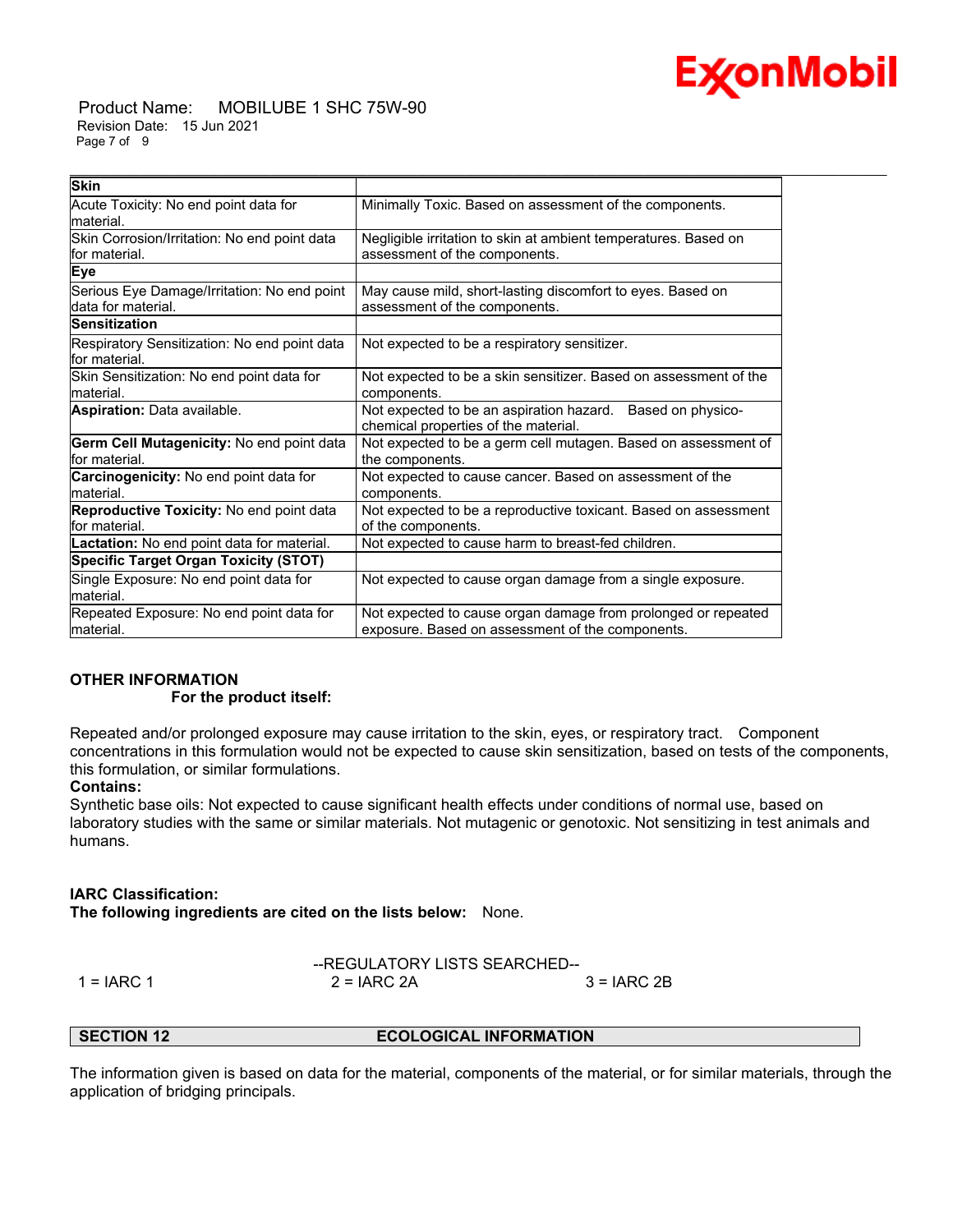| **Skin** | |
|---|---|
| Acute Toxicity: No end point data for material. | Minimally Toxic. Based on assessment of the components. |
| Skin Corrosion/Irritation: No end point data for material. | Negligible irritation to skin at ambient temperatures. Based on assessment of the components. |
| **Eye** | |
| Serious Eye Damage/Irritation: No end point data for material. | May cause mild, short-lasting discomfort to eyes. Based on assessment of the components. |
| **Sensitization** | |
| Respiratory Sensitization: No end point data for material. | Not expected to be a respiratory sensitizer. |
| Skin Sensitization: No end point data for material. | Not expected to be a skin sensitizer. Based on assessment of the components. |
| **Aspiration:** Data available. | Not expected to be an aspiration hazard. Based on physico-chemical properties of the material. |
| **Germ Cell Mutagenicity:** No end point data for material. | Not expected to be a germ cell mutagen. Based on assessment of the components. |
| **Carcinogenicity:** No end point data for material. | Not expected to cause cancer. Based on assessment of the components. |
| **Reproductive Toxicity:** No end point data for material. | Not expected to be a reproductive toxicant. Based on assessment of the components. |
| **Lactation:** No end point data for material. | Not expected to cause harm to breast-fed children. |
| **Specific Target Organ Toxicity (STOT)** | |
| Single Exposure: No end point data for material. | Not expected to cause organ damage from a single exposure. |
| Repeated Exposure: No end point data for material. | Not expected to cause organ damage from prolonged or repeated exposure. Based on assessment of the components. |

**OTHER INFORMATION**

**For the product itself:**

Repeated and/or prolonged exposure may cause irritation to the skin, eyes, or respiratory tract. Component concentrations in this formulation would not be expected to cause skin sensitization, based on tests of the components, this formulation, or similar formulations.

**Contains:**

Synthetic base oils: Not expected to cause significant health effects under conditions of normal use, based on laboratory studies with the same or similar materials. Not mutagenic or genotoxic. Not sensitizing in test animals and humans.

**IARC Classification:**

**The following ingredients are cited on the lists below:** None.

--REGULATORY LISTS SEARCHED--

1 = IARC 1 2 = IARC 2A 3 = IARC 2B

## SECTION 12 ECOLOGICAL INFORMATION

The information given is based on data for the material, components of the material, or for similar materials, through the application of bridging principals.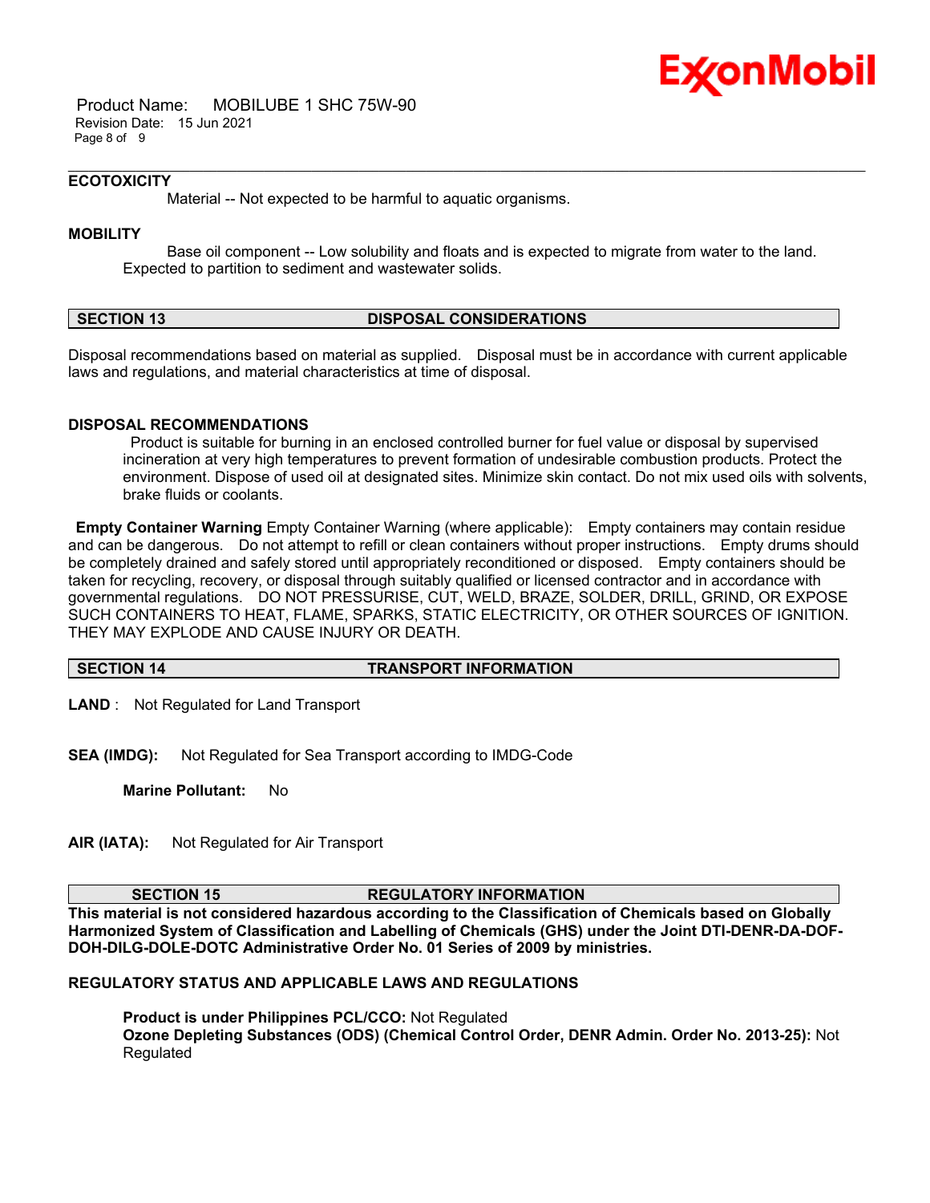### ECOTOXICITY

Material -- Not expected to be harmful to aquatic organisms.

### MOBILITY

Base oil component -- Low solubility and floats and is expected to migrate from water to the land. Expected to partition to sediment and wastewater solids.

## SECTION 13 DISPOSAL CONSIDERATIONS

Disposal recommendations based on material as supplied. Disposal must be in accordance with current applicable laws and regulations, and material characteristics at time of disposal.

### DISPOSAL RECOMMENDATIONS

Product is suitable for burning in an enclosed controlled burner for fuel value or disposal by supervised incineration at very high temperatures to prevent formation of undesirable combustion products. Protect the environment. Dispose of used oil at designated sites. Minimize skin contact. Do not mix used oils with solvents, brake fluids or coolants.

**Empty Container Warning** Empty Container Warning (where applicable): Empty containers may contain residue and can be dangerous. Do not attempt to refill or clean containers without proper instructions. Empty drums should be completely drained and safely stored until appropriately reconditioned or disposed. Empty containers should be taken for recycling, recovery, or disposal through suitably qualified or licensed contractor and in accordance with governmental regulations. DO NOT PRESSURISE, CUT, WELD, BRAZE, SOLDER, DRILL, GRIND, OR EXPOSE SUCH CONTAINERS TO HEAT, FLAME, SPARKS, STATIC ELECTRICITY, OR OTHER SOURCES OF IGNITION. THEY MAY EXPLODE AND CAUSE INJURY OR DEATH.

## SECTION 14 TRANSPORT INFORMATION

**LAND** : Not Regulated for Land Transport

**SEA (IMDG):** Not Regulated for Sea Transport according to IMDG-Code

**Marine Pollutant:** No

**AIR (IATA):** Not Regulated for Air Transport

## SECTION 15 REGULATORY INFORMATION

**This material is not considered hazardous according to the Classification of Chemicals based on Globally Harmonized System of Classification and Labelling of Chemicals (GHS) under the Joint DTI-DENR-DA-DOF-DOH-DILG-DOLE-DOTC Administrative Order No. 01 Series of 2009 by ministries.**

### REGULATORY STATUS AND APPLICABLE LAWS AND REGULATIONS

**Product is under Philippines PCL/CCO:** Not Regulated
**Ozone Depleting Substances (ODS) (Chemical Control Order, DENR Admin. Order No. 2013-25):** Not Regulated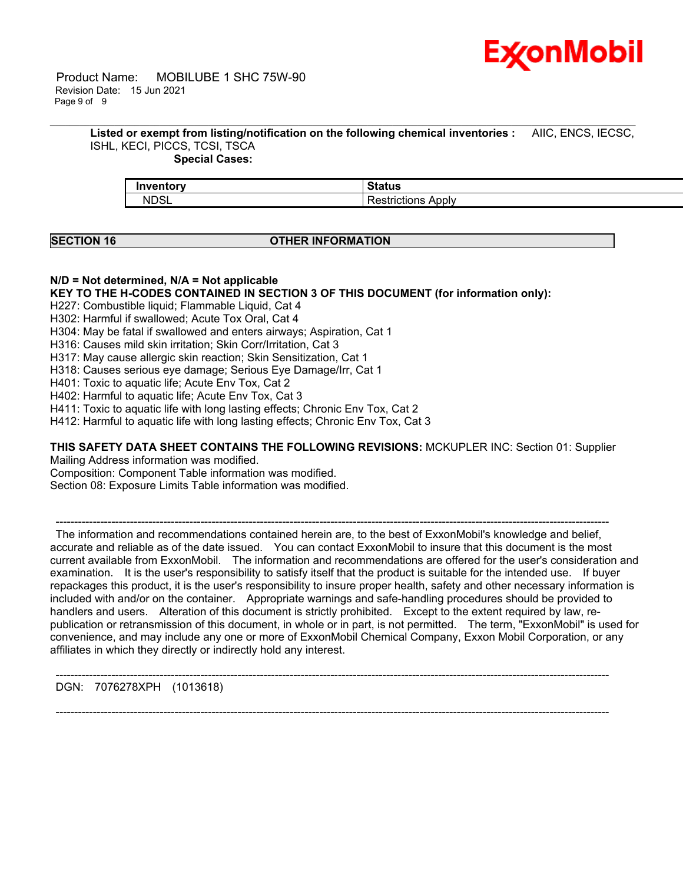**Listed or exempt from listing/notification on the following chemical inventories :** AIIC, ENCS, IECSC, ISHL, KECI, PICCS, TCSI, TSCA

**Special Cases:**

| Inventory | Status |
|---|---|
| NDSL | Restrictions Apply |

## SECTION 16 OTHER INFORMATION

**N/D = Not determined, N/A = Not applicable**

**KEY TO THE H-CODES CONTAINED IN SECTION 3 OF THIS DOCUMENT (for information only):**

H227: Combustible liquid; Flammable Liquid, Cat 4
H302: Harmful if swallowed; Acute Tox Oral, Cat 4
H304: May be fatal if swallowed and enters airways; Aspiration, Cat 1
H316: Causes mild skin irritation; Skin Corr/Irritation, Cat 3
H317: May cause allergic skin reaction; Skin Sensitization, Cat 1
H318: Causes serious eye damage; Serious Eye Damage/Irr, Cat 1
H401: Toxic to aquatic life; Acute Env Tox, Cat 2
H402: Harmful to aquatic life; Acute Env Tox, Cat 3
H411: Toxic to aquatic life with long lasting effects; Chronic Env Tox, Cat 2
H412: Harmful to aquatic life with long lasting effects; Chronic Env Tox, Cat 3

**THIS SAFETY DATA SHEET CONTAINS THE FOLLOWING REVISIONS:** MCKUPLER INC: Section 01: Supplier Mailing Address information was modified.
Composition: Component Table information was modified.
Section 08: Exposure Limits Table information was modified.

---

The information and recommendations contained herein are, to the best of ExxonMobil's knowledge and belief, accurate and reliable as of the date issued. You can contact ExxonMobil to insure that this document is the most current available from ExxonMobil. The information and recommendations are offered for the user's consideration and examination. It is the user's responsibility to satisfy itself that the product is suitable for the intended use. If buyer repackages this product, it is the user's responsibility to insure proper health, safety and other necessary information is included with and/or on the container. Appropriate warnings and safe-handling procedures should be provided to handlers and users. Alteration of this document is strictly prohibited. Except to the extent required by law, re-publication or retransmission of this document, in whole or in part, is not permitted. The term, "ExxonMobil" is used for convenience, and may include any one or more of ExxonMobil Chemical Company, Exxon Mobil Corporation, or any affiliates in which they directly or indirectly hold any interest.

---

DGN: 7076278XPH (1013618)

---